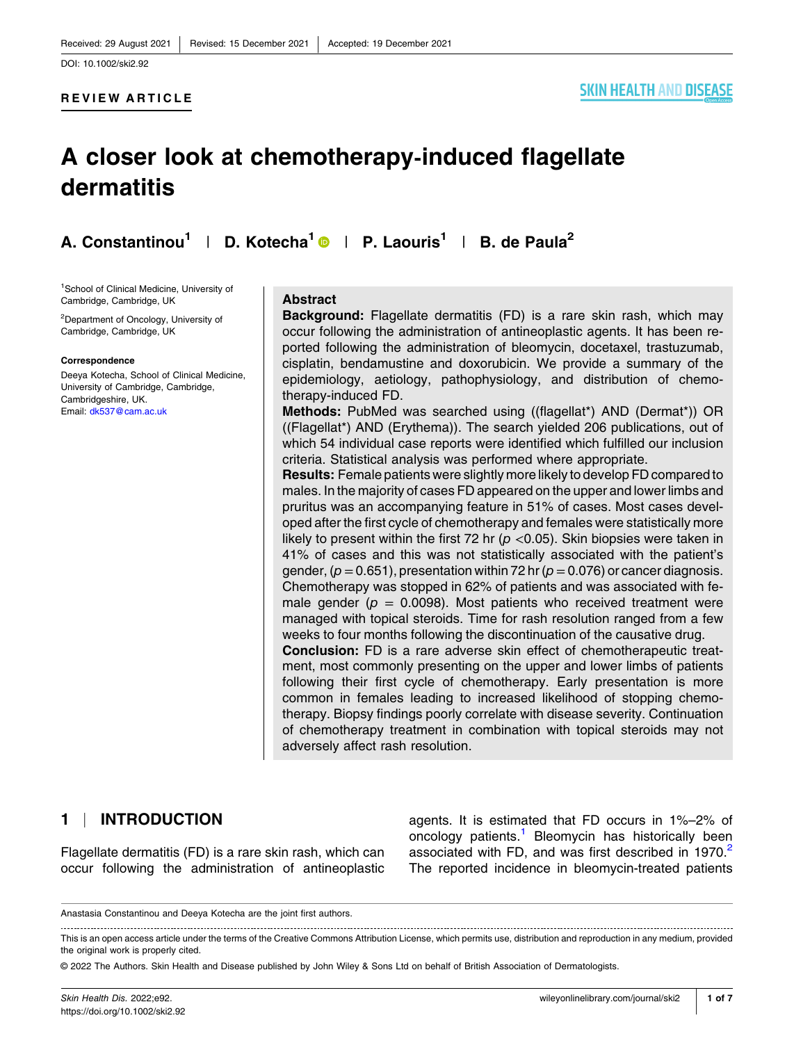Received: 29 August 2021 | Revised: 15 December 2021 | Accepted: 19 December 2021

DOI: 10.1002/ski2.92

**REVIEW ARTICLE**

# A closer look at chemotherapy-induced flagellate dermatitis

**A. Constantinou[1] | D. Kotecha[1] | P. Laouris[1] | B. de Paula[2]**

[1]School of Clinical Medicine, University of Cambridge, Cambridge, UK

[2]Department of Oncology, University of Cambridge, Cambridge, UK

**Correspondence**

Deeya Kotecha, School of Clinical Medicine, University of Cambridge, Cambridge, Cambridgeshire, UK.
Email: dk537@cam.ac.uk

## Abstract

**Background:** Flagellate dermatitis (FD) is a rare skin rash, which may occur following the administration of antineoplastic agents. It has been reported following the administration of bleomycin, docetaxel, trastuzumab, cisplatin, bendamustine and doxorubicin. We provide a summary of the epidemiology, aetiology, pathophysiology, and distribution of chemotherapy-induced FD.

**Methods:** PubMed was searched using ((flagellat*) AND (Dermat*)) OR ((Flagellat*) AND (Erythema)). The search yielded 206 publications, out of which 54 individual case reports were identified which fulfilled our inclusion criteria. Statistical analysis was performed where appropriate.

**Results:** Female patients were slightly more likely to develop FD compared to males. In the majority of cases FD appeared on the upper and lower limbs and pruritus was an accompanying feature in 51% of cases. Most cases developed after the first cycle of chemotherapy and females were statistically more likely to present within the first 72 hr ($p < 0.05$). Skin biopsies were taken in 41% of cases and this was not statistically associated with the patient's gender, ($p = 0.651$), presentation within 72 hr ($p = 0.076$) or cancer diagnosis. Chemotherapy was stopped in 62% of patients and was associated with female gender ($p = 0.0098$). Most patients who received treatment were managed with topical steroids. Time for rash resolution ranged from a few weeks to four months following the discontinuation of the causative drug.

**Conclusion:** FD is a rare adverse skin effect of chemotherapeutic treatment, most commonly presenting on the upper and lower limbs of patients following their first cycle of chemotherapy. Early presentation is more common in females leading to increased likelihood of stopping chemotherapy. Biopsy findings poorly correlate with disease severity. Continuation of chemotherapy treatment in combination with topical steroids may not adversely affect rash resolution.

## 1 | INTRODUCTION

Flagellate dermatitis (FD) is a rare skin rash, which can occur following the administration of antineoplastic agents. It is estimated that FD occurs in 1%–2% of oncology patients.[1] Bleomycin has historically been associated with FD, and was first described in 1970.[2] The reported incidence in bleomycin-treated patients

Anastasia Constantinou and Deeya Kotecha are the joint first authors.

This is an open access article under the terms of the Creative Commons Attribution License, which permits use, distribution and reproduction in any medium, provided the original work is properly cited.

© 2022 The Authors. Skin Health and Disease published by John Wiley & Sons Ltd on behalf of British Association of Dermatologists.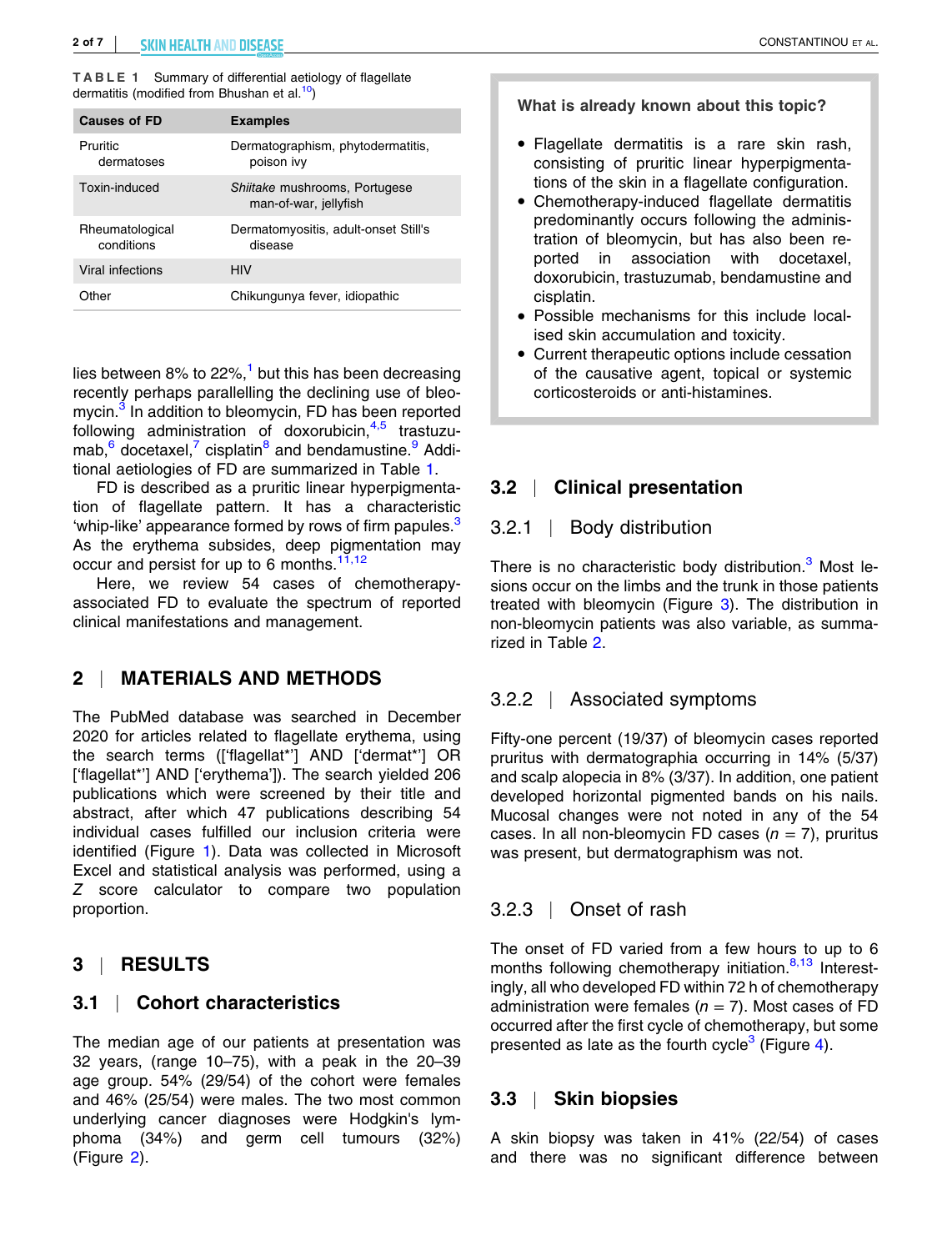TABLE 1 Summary of differential aetiology of flagellate dermatitis (modified from Bhushan et al.[10])

| Causes of FD | Examples |
| --- | --- |
| Pruritic dermatoses | Dermatographism, phytodermatitis, poison ivy |
| Toxin-induced | *Shiitake* mushrooms, Portugese man-of-war, jellyfish |
| Rheumatological conditions | Dermatomyositis, adult-onset Still's disease |
| Viral infections | HIV |
| Other | Chikungunya fever, idiopathic |

lies between 8% to 22%,[1] but this has been decreasing recently perhaps parallelling the declining use of bleomycin.[3] In addition to bleomycin, FD has been reported following administration of doxorubicin,[4,5] trastuzumab,[6] docetaxel,[7] cisplatin[8] and bendamustine.[9] Additional aetiologies of FD are summarized in Table 1.

FD is described as a pruritic linear hyperpigmentation of flagellate pattern. It has a characteristic 'whip-like' appearance formed by rows of firm papules.[3] As the erythema subsides, deep pigmentation may occur and persist for up to 6 months.[11,12]

Here, we review 54 cases of chemotherapy-associated FD to evaluate the spectrum of reported clinical manifestations and management.

## 2 | MATERIALS AND METHODS

The PubMed database was searched in December 2020 for articles related to flagellate erythema, using the search terms (['flagellat*'] AND ['dermat*'] OR ['flagellat*'] AND ['erythema']). The search yielded 206 publications which were screened by their title and abstract, after which 47 publications describing 54 individual cases fulfilled our inclusion criteria were identified (Figure 1). Data was collected in Microsoft Excel and statistical analysis was performed, using a *Z* score calculator to compare two population proportion.

## 3 | RESULTS

### 3.1 | Cohort characteristics

The median age of our patients at presentation was 32 years, (range 10–75), with a peak in the 20–39 age group. 54% (29/54) of the cohort were females and 46% (25/54) were males. The two most common underlying cancer diagnoses were Hodgkin's lymphoma (34%) and germ cell tumours (32%) (Figure 2).

**What is already known about this topic?**

- Flagellate dermatitis is a rare skin rash, consisting of pruritic linear hyperpigmentations of the skin in a flagellate configuration.
- Chemotherapy-induced flagellate dermatitis predominantly occurs following the administration of bleomycin, but has also been reported in association with docetaxel, doxorubicin, trastuzumab, bendamustine and cisplatin.
- Possible mechanisms for this include localised skin accumulation and toxicity.
- Current treatment options include cessation of the causative agent, topical or systemic corticosteroids or anti-histamines.

### 3.2 | Clinical presentation

#### 3.2.1 | Body distribution

There is no characteristic body distribution.[3] Most lesions occur on the limbs and the trunk in those patients treated with bleomycin (Figure 3). The distribution in non-bleomycin patients was also variable, as summarized in Table 2.

#### 3.2.2 | Associated symptoms

Fifty-one percent (19/37) of bleomycin cases reported pruritus with dermatographia occurring in 14% (5/37) and scalp alopecia in 8% (3/37). In addition, one patient developed horizontal pigmented bands on his nails. Mucosal changes were not noted in any of the 54 cases. In all non-bleomycin FD cases ($n$ = 7), pruritus was present, but dermatographism was not.

#### 3.2.3 | Onset of rash

The onset of FD varied from a few hours to up to 6 months following chemotherapy initiation.[8,13] Interestingly, all who developed FD within 72 h of chemotherapy administration were females ($n$ = 7). Most cases of FD occurred after the first cycle of chemotherapy, but some presented as late as the fourth cycle[3] (Figure 4).

### 3.3 | Skin biopsies

A skin biopsy was taken in 41% (22/54) of cases and there was no significant difference between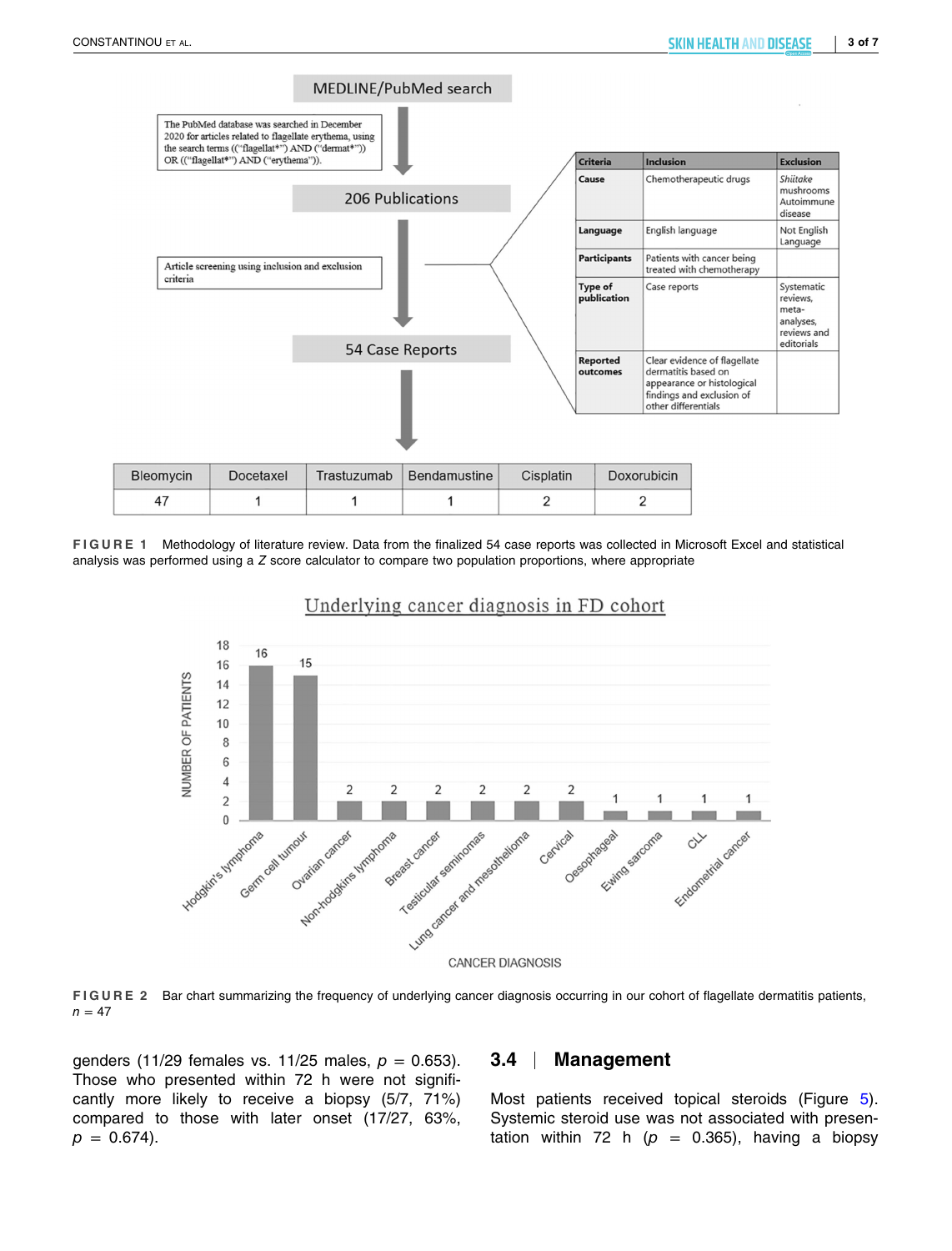MEDLINE/PubMed search

The PubMed database was searched in December 2020 for articles related to flagellate erythema, using the search terms ((“flagellat*”) AND (“dermat*”)) OR ((“flagellat*”) AND (“erythema”)).

206 Publications

Article screening using inclusion and exclusion criteria

| Criteria | Inclusion | Exclusion |
|---|---|---|
| Cause | Chemotherapeutic drugs | *Shiitake* mushrooms Autoimmune disease |
| Language | English language | Not English Language |
| Participants | Patients with cancer being treated with chemotherapy | |
| Type of publication | Case reports | Systematic reviews, meta-analyses, reviews and editorials |
| Reported outcomes | Clear evidence of flagellate dermatitis based on appearance or histological findings and exclusion of other differentials | |

54 Case Reports

| Bleomycin | Docetaxel | Trastuzumab | Bendamustine | Cisplatin | Doxorubicin |
|---|---|---|---|---|---|
| 47 | 1 | 1 | 1 | 2 | 2 |

**FIGURE 1** Methodology of literature review. Data from the finalized 54 case reports was collected in Microsoft Excel and statistical analysis was performed using a $Z$ score calculator to compare two population proportions, where appropriate

Underlying cancer diagnosis in FD cohort

| Cancer diagnosis | Number of patients |
|---|---|
| Hodgkin's lymphoma | 16 |
| Germ cell tumour | 15 |
| Ovarian cancer | 2 |
| Non-hodgkins lymphoma | 2 |
| Breast cancer | 2 |
| Testicular seminomas | 2 |
| Lung cancer and mesothelioma | 2 |
| Cervical | 2 |
| Oesophageal | 1 |
| Ewing sarcoma | 1 |
| CLL | 1 |
| Endometrial cancer | 1 |

**FIGURE 2** Bar chart summarizing the frequency of underlying cancer diagnosis occurring in our cohort of flagellate dermatitis patients, $n = 47$

genders (11/29 females vs. 11/25 males, $p = 0.653$). Those who presented within 72 h were not significantly more likely to receive a biopsy (5/7, 71%) compared to those with later onset (17/27, 63%, $p = 0.674$).

### 3.4 | Management

Most patients received topical steroids (Figure 5). Systemic steroid use was not associated with presentation within 72 h ($p = 0.365$), having a biopsy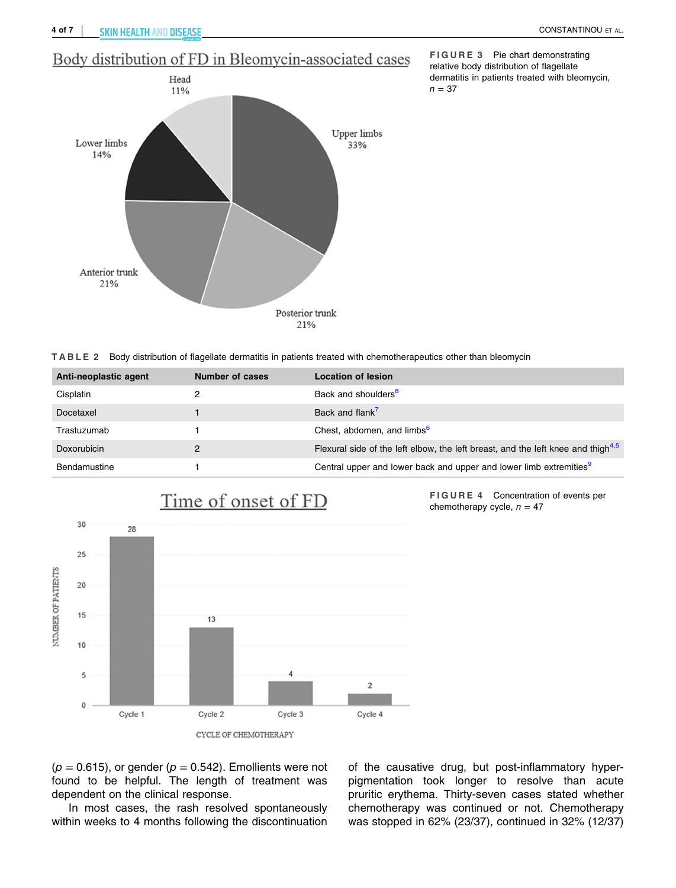**FIGURE 3** Pie chart demonstrating relative body distribution of flagellate dermatitis in patients treated with bleomycin, $n = 37$

**TABLE 2** Body distribution of flagellate dermatitis in patients treated with chemotherapeutics other than bleomycin

| Anti-neoplastic agent | Number of cases | Location of lesion |
|---|---|---|
| Cisplatin | 2 | Back and shoulders[8] |
| Docetaxel | 1 | Back and flank[7] |
| Trastuzumab | 1 | Chest, abdomen, and limbs[6] |
| Doxorubicin | 2 | Flexural side of the left elbow, the left breast, and the left knee and thigh[4,5] |
| Bendamustine | 1 | Central upper and lower back and upper and lower limb extremities[9] |

**FIGURE 4** Concentration of events per chemotherapy cycle, $n = 47$

($p = 0.615$), or gender ($p = 0.542$). Emollients were not found to be helpful. The length of treatment was dependent on the clinical response.

In most cases, the rash resolved spontaneously within weeks to 4 months following the discontinuation of the causative drug, but post-inflammatory hyperpigmentation took longer to resolve than acute pruritic erythema. Thirty-seven cases stated whether chemotherapy was continued or not. Chemotherapy was stopped in 62% (23/37), continued in 32% (12/37)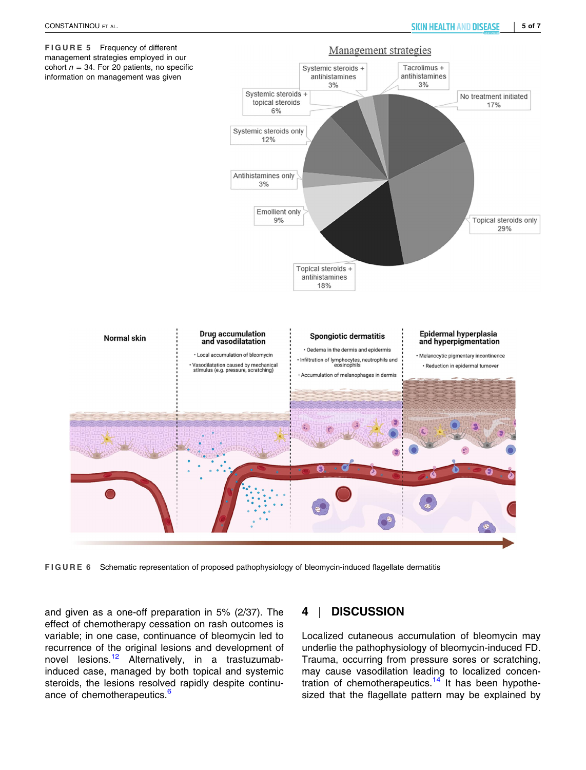FIGURE 5 Frequency of different management strategies employed in our cohort $n = 34$. For 20 patients, no specific information on management was given

FIGURE 6 Schematic representation of proposed pathophysiology of bleomycin-induced flagellate dermatitis

and given as a one-off preparation in 5% (2/37). The effect of chemotherapy cessation on rash outcomes is variable; in one case, continuance of bleomycin led to recurrence of the original lesions and development of novel lesions.[12] Alternatively, in a trastuzumab-induced case, managed by both topical and systemic steroids, the lesions resolved rapidly despite continuance of chemotherapeutics.[6]

## 4 | DISCUSSION

Localized cutaneous accumulation of bleomycin may underlie the pathophysiology of bleomycin-induced FD. Trauma, occurring from pressure sores or scratching, may cause vasodilation leading to localized concentration of chemotherapeutics.[14] It has been hypothesized that the flagellate pattern may be explained by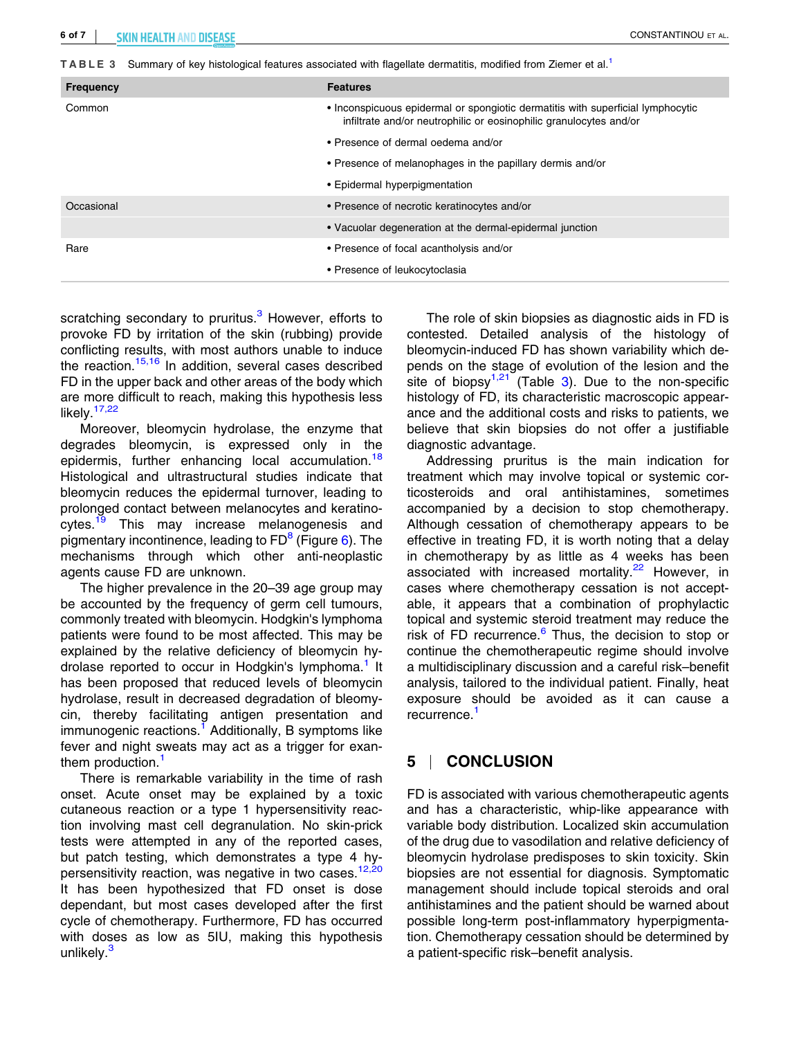TABLE 3 Summary of key histological features associated with flagellate dermatitis, modified from Ziemer et al.[1]

| Frequency | Features |
|---|---|
| Common | • Inconspicuous epidermal or spongiotic dermatitis with superficial lymphocytic infiltrate and/or neutrophilic or eosinophilic granulocytes and/or |
| | • Presence of dermal oedema and/or |
| | • Presence of melanophages in the papillary dermis and/or |
| | • Epidermal hyperpigmentation |
| Occasional | • Presence of necrotic keratinocytes and/or |
| | • Vacuolar degeneration at the dermal-epidermal junction |
| Rare | • Presence of focal acantholysis and/or |
| | • Presence of leukocytoclasia |

scratching secondary to pruritus.[3] However, efforts to provoke FD by irritation of the skin (rubbing) provide conflicting results, with most authors unable to induce the reaction.[15,16] In addition, several cases described FD in the upper back and other areas of the body which are more difficult to reach, making this hypothesis less likely.[17,22]

Moreover, bleomycin hydrolase, the enzyme that degrades bleomycin, is expressed only in the epidermis, further enhancing local accumulation.[18] Histological and ultrastructural studies indicate that bleomycin reduces the epidermal turnover, leading to prolonged contact between melanocytes and keratinocytes.[19] This may increase melanogenesis and pigmentary incontinence, leading to FD[8] (Figure 6). The mechanisms through which other anti-neoplastic agents cause FD are unknown.

The higher prevalence in the 20–39 age group may be accounted by the frequency of germ cell tumours, commonly treated with bleomycin. Hodgkin's lymphoma patients were found to be most affected. This may be explained by the relative deficiency of bleomycin hydrolase reported to occur in Hodgkin's lymphoma.[1] It has been proposed that reduced levels of bleomycin hydrolase, result in decreased degradation of bleomycin, thereby facilitating antigen presentation and immunogenic reactions.[1] Additionally, B symptoms like fever and night sweats may act as a trigger for exanthem production.[1]

There is remarkable variability in the time of rash onset. Acute onset may be explained by a toxic cutaneous reaction or a type 1 hypersensitivity reaction involving mast cell degranulation. No skin-prick tests were attempted in any of the reported cases, but patch testing, which demonstrates a type 4 hypersensitivity reaction, was negative in two cases.[12,20] It has been hypothesized that FD onset is dose dependant, but most cases developed after the first cycle of chemotherapy. Furthermore, FD has occurred with doses as low as 5IU, making this hypothesis unlikely.[3]

The role of skin biopsies as diagnostic aids in FD is contested. Detailed analysis of the histology of bleomycin-induced FD has shown variability which depends on the stage of evolution of the lesion and the site of biopsy[1,21] (Table 3). Due to the non-specific histology of FD, its characteristic macroscopic appearance and the additional costs and risks to patients, we believe that skin biopsies do not offer a justifiable diagnostic advantage.

Addressing pruritus is the main indication for treatment which may involve topical or systemic corticosteroids and oral antihistamines, sometimes accompanied by a decision to stop chemotherapy. Although cessation of chemotherapy appears to be effective in treating FD, it is worth noting that a delay in chemotherapy by as little as 4 weeks has been associated with increased mortality.[22] However, in cases where chemotherapy cessation is not acceptable, it appears that a combination of prophylactic topical and systemic steroid treatment may reduce the risk of FD recurrence.[6] Thus, the decision to stop or continue the chemotherapeutic regime should involve a multidisciplinary discussion and a careful risk–benefit analysis, tailored to the individual patient. Finally, heat exposure should be avoided as it can cause a recurrence.[1]

## 5 | CONCLUSION

FD is associated with various chemotherapeutic agents and has a characteristic, whip-like appearance with variable body distribution. Localized skin accumulation of the drug due to vasodilation and relative deficiency of bleomycin hydrolase predisposes to skin toxicity. Skin biopsies are not essential for diagnosis. Symptomatic management should include topical steroids and oral antihistamines and the patient should be warned about possible long-term post-inflammatory hyperpigmentation. Chemotherapy cessation should be determined by a patient-specific risk–benefit analysis.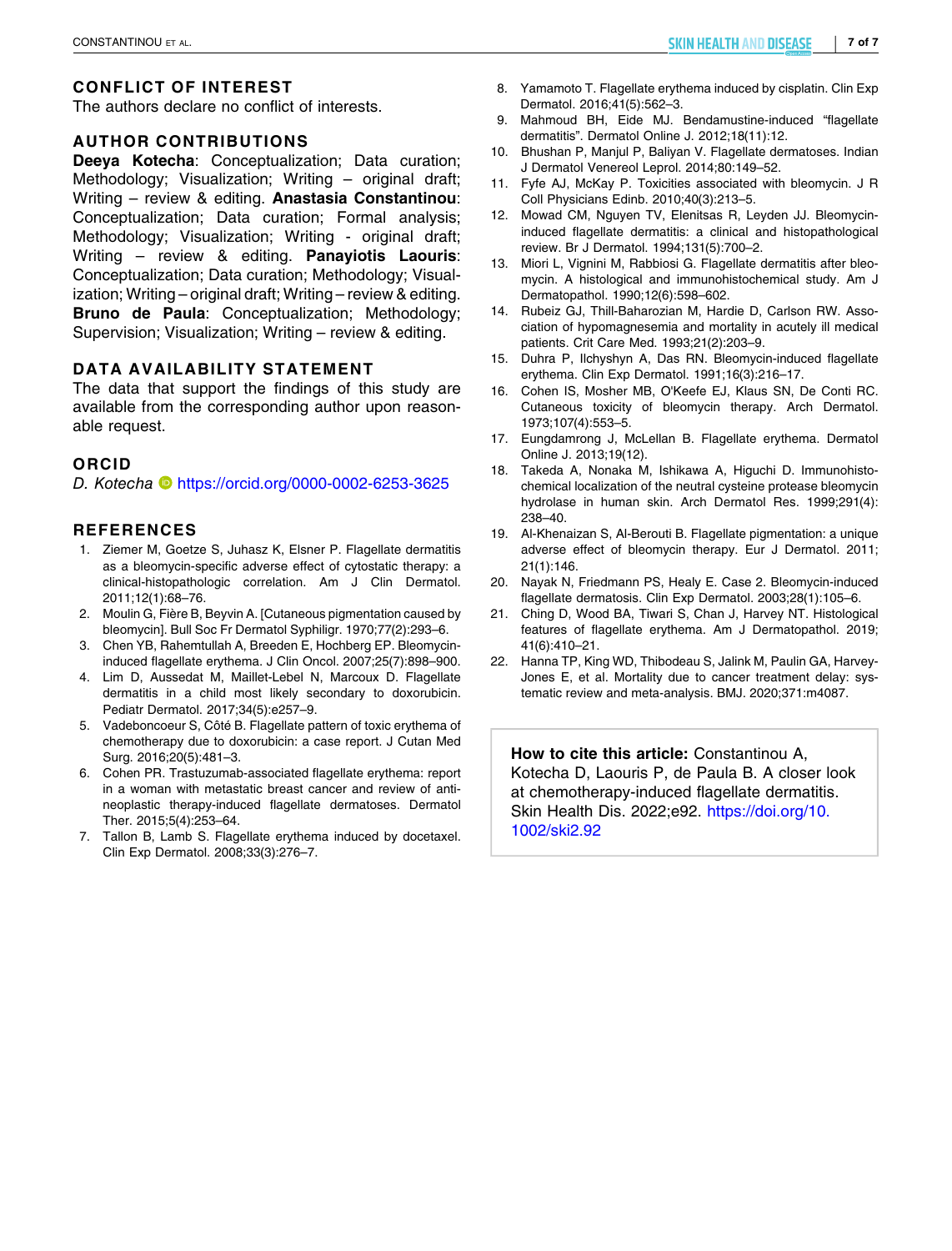## CONFLICT OF INTEREST

The authors declare no conflict of interests.

## AUTHOR CONTRIBUTIONS

**Deeya Kotecha**: Conceptualization; Data curation; Methodology; Visualization; Writing – original draft; Writing – review & editing. **Anastasia Constantinou**: Conceptualization; Data curation; Formal analysis; Methodology; Visualization; Writing - original draft; Writing – review & editing. **Panayiotis Laouris**: Conceptualization; Data curation; Methodology; Visualization; Writing – original draft; Writing – review & editing. **Bruno de Paula**: Conceptualization; Methodology; Supervision; Visualization; Writing – review & editing.

## DATA AVAILABILITY STATEMENT

The data that support the findings of this study are available from the corresponding author upon reasonable request.

## ORCID

*D. Kotecha* https://orcid.org/0000-0002-6253-3625

## REFERENCES

1. Ziemer M, Goetze S, Juhasz K, Elsner P. Flagellate dermatitis as a bleomycin-specific adverse effect of cytostatic therapy: a clinical-histopathologic correlation. Am J Clin Dermatol. 2011;12(1):68–76.
2. Moulin G, Fière B, Beyvin A. [Cutaneous pigmentation caused by bleomycin]. Bull Soc Fr Dermatol Syphiligr. 1970;77(2):293–6.
3. Chen YB, Rahemtullah A, Breeden E, Hochberg EP. Bleomycin-induced flagellate erythema. J Clin Oncol. 2007;25(7):898–900.
4. Lim D, Aussedat M, Maillet-Lebel N, Marcoux D. Flagellate dermatitis in a child most likely secondary to doxorubicin. Pediatr Dermatol. 2017;34(5):e257–9.
5. Vadeboncoeur S, Côté B. Flagellate pattern of toxic erythema of chemotherapy due to doxorubicin: a case report. J Cutan Med Surg. 2016;20(5):481–3.
6. Cohen PR. Trastuzumab-associated flagellate erythema: report in a woman with metastatic breast cancer and review of antineoplastic therapy-induced flagellate dermatoses. Dermatol Ther. 2015;5(4):253–64.
7. Tallon B, Lamb S. Flagellate erythema induced by docetaxel. Clin Exp Dermatol. 2008;33(3):276–7.
8. Yamamoto T. Flagellate erythema induced by cisplatin. Clin Exp Dermatol. 2016;41(5):562–3.
9. Mahmoud BH, Eide MJ. Bendamustine-induced "flagellate dermatitis". Dermatol Online J. 2012;18(11):12.
10. Bhushan P, Manjul P, Baliyan V. Flagellate dermatoses. Indian J Dermatol Venereol Leprol. 2014;80:149–52.
11. Fyfe AJ, McKay P. Toxicities associated with bleomycin. J R Coll Physicians Edinb. 2010;40(3):213–5.
12. Mowad CM, Nguyen TV, Elenitsas R, Leyden JJ. Bleomycin-induced flagellate dermatitis: a clinical and histopathological review. Br J Dermatol. 1994;131(5):700–2.
13. Miori L, Vignini M, Rabbiosi G. Flagellate dermatitis after bleomycin. A histological and immunohistochemical study. Am J Dermatopathol. 1990;12(6):598–602.
14. Rubeiz GJ, Thill-Baharozian M, Hardie D, Carlson RW. Association of hypomagnesemia and mortality in acutely ill medical patients. Crit Care Med. 1993;21(2):203–9.
15. Duhra P, Ilchyshyn A, Das RN. Bleomycin-induced flagellate erythema. Clin Exp Dermatol. 1991;16(3):216–17.
16. Cohen IS, Mosher MB, O'Keefe EJ, Klaus SN, De Conti RC. Cutaneous toxicity of bleomycin therapy. Arch Dermatol. 1973;107(4):553–5.
17. Eungdamrong J, McLellan B. Flagellate erythema. Dermatol Online J. 2013;19(12).
18. Takeda A, Nonaka M, Ishikawa A, Higuchi D. Immunohistochemical localization of the neutral cysteine protease bleomycin hydrolase in human skin. Arch Dermatol Res. 1999;291(4):238–40.
19. Al-Khenaizan S, Al-Berouti B. Flagellate pigmentation: a unique adverse effect of bleomycin therapy. Eur J Dermatol. 2011;21(1):146.
20. Nayak N, Friedmann PS, Healy E. Case 2. Bleomycin-induced flagellate dermatosis. Clin Exp Dermatol. 2003;28(1):105–6.
21. Ching D, Wood BA, Tiwari S, Chan J, Harvey NT. Histological features of flagellate erythema. Am J Dermatopathol. 2019;41(6):410–21.
22. Hanna TP, King WD, Thibodeau S, Jalink M, Paulin GA, Harvey-Jones E, et al. Mortality due to cancer treatment delay: systematic review and meta-analysis. BMJ. 2020;371:m4087.

**How to cite this article:** Constantinou A, Kotecha D, Laouris P, de Paula B. A closer look at chemotherapy-induced flagellate dermatitis. Skin Health Dis. 2022;e92. https://doi.org/10.1002/ski2.92